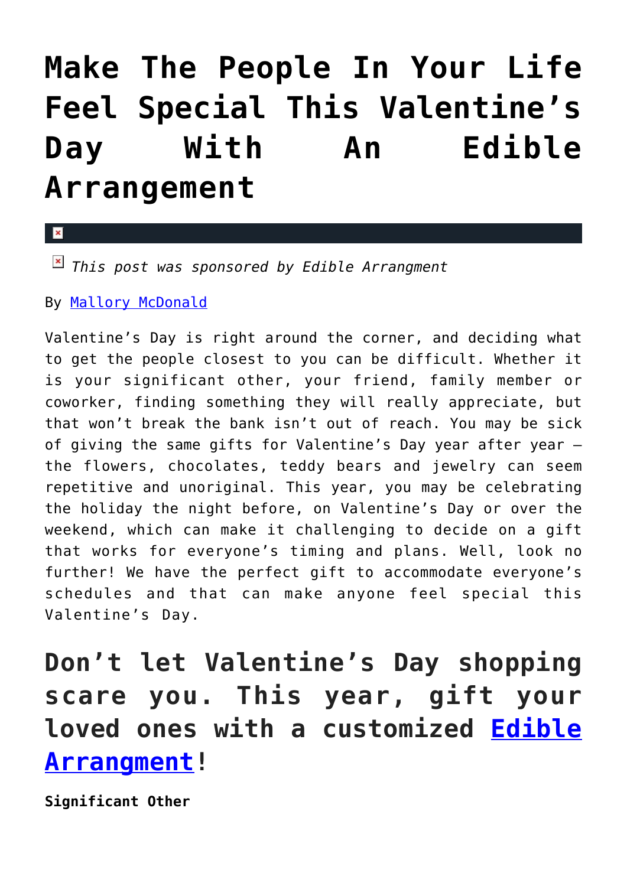# Make The People In Your Life Feel Special This Valentine's Day With An Edible Arrangement

*This post was sponsored by Edible Arrangment*

By Mallory McDonald

Valentine's Day is right around the corner, and deciding what to get the people closest to you can be difficult. Whether it is your significant other, your friend, family member or coworker, finding something they will really appreciate, but that won't break the bank isn't out of reach. You may be sick of giving the same gifts for Valentine's Day year after year – the flowers, chocolates, teddy bears and jewelry can seem repetitive and unoriginal. This year, you may be celebrating the holiday the night before, on Valentine's Day or over the weekend, which can make it challenging to decide on a gift that works for everyone's timing and plans. Well, look no further! We have the perfect gift to accommodate everyone's schedules and that can make anyone feel special this Valentine's Day.

## Don't let Valentine's Day shopping scare you. This year, gift your loved ones with a customized Edible Arrangment!

**Significant Other**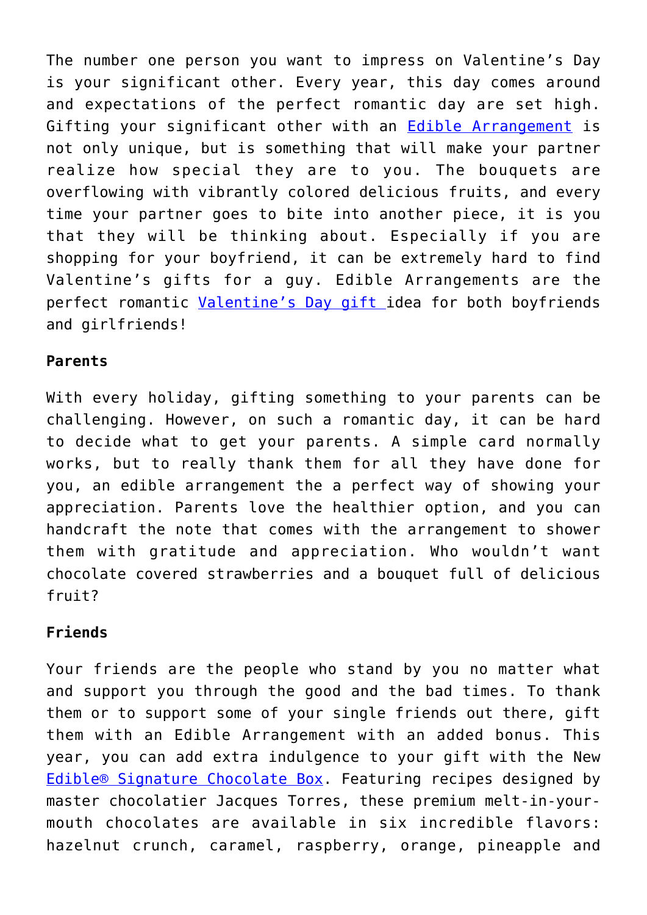The number one person you want to impress on Valentine's Day is your significant other. Every year, this day comes around and expectations of the perfect romantic day are set high. Gifting your significant other with an [Edible Arrangement](#) is not only unique, but is something that will make your partner realize how special they are to you. The bouquets are overflowing with vibrantly colored delicious fruits, and every time your partner goes to bite into another piece, it is you that they will be thinking about. Especially if you are shopping for your boyfriend, it can be extremely hard to find Valentine's gifts for a guy. Edible Arrangements are the perfect romantic [Valentine's Day gift](#) idea for both boyfriends and girlfriends!

**Parents**

With every holiday, gifting something to your parents can be challenging. However, on such a romantic day, it can be hard to decide what to get your parents. A simple card normally works, but to really thank them for all they have done for you, an edible arrangement the a perfect way of showing your appreciation. Parents love the healthier option, and you can handcraft the note that comes with the arrangement to shower them with gratitude and appreciation. Who wouldn't want chocolate covered strawberries and a bouquet full of delicious fruit?

**Friends**

Your friends are the people who stand by you no matter what and support you through the good and the bad times. To thank them or to support some of your single friends out there, gift them with an Edible Arrangement with an added bonus. This year, you can add extra indulgence to your gift with the New [Edible® Signature Chocolate Box](#). Featuring recipes designed by master chocolatier Jacques Torres, these premium melt-in-your-mouth chocolates are available in six incredible flavors: hazelnut crunch, caramel, raspberry, orange, pineapple and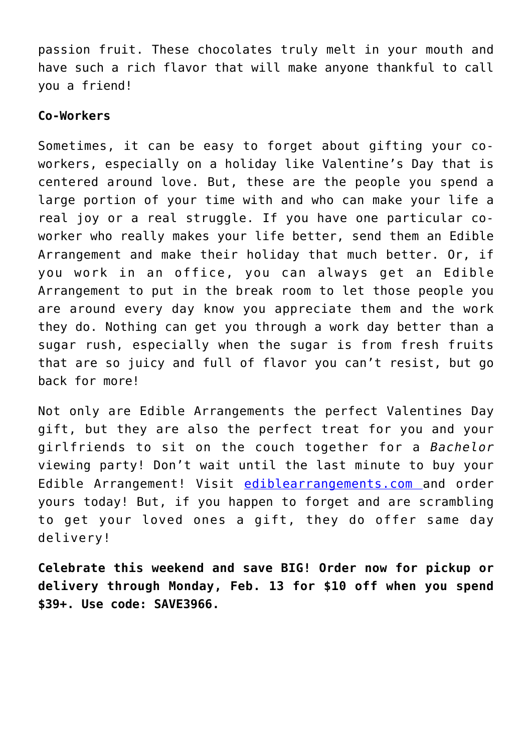passion fruit. These chocolates truly melt in your mouth and have such a rich flavor that will make anyone thankful to call you a friend!

**Co-Workers**

Sometimes, it can be easy to forget about gifting your co-workers, especially on a holiday like Valentine's Day that is centered around love. But, these are the people you spend a large portion of your time with and who can make your life a real joy or a real struggle. If you have one particular co-worker who really makes your life better, send them an Edible Arrangement and make their holiday that much better. Or, if you work in an office, you can always get an Edible Arrangement to put in the break room to let those people you are around every day know you appreciate them and the work they do. Nothing can get you through a work day better than a sugar rush, especially when the sugar is from fresh fruits that are so juicy and full of flavor you can't resist, but go back for more!

Not only are Edible Arrangements the perfect Valentines Day gift, but they are also the perfect treat for you and your girlfriends to sit on the couch together for a *Bachelor* viewing party! Don't wait until the last minute to buy your Edible Arrangement! Visit [ediblearrangements.com](ediblearrangements.com) and order yours today! But, if you happen to forget and are scrambling to get your loved ones a gift, they do offer same day delivery!

**Celebrate this weekend and save BIG! Order now for pickup or delivery through Monday, Feb. 13 for $10 off when you spend $39+. Use code: SAVE3966.**